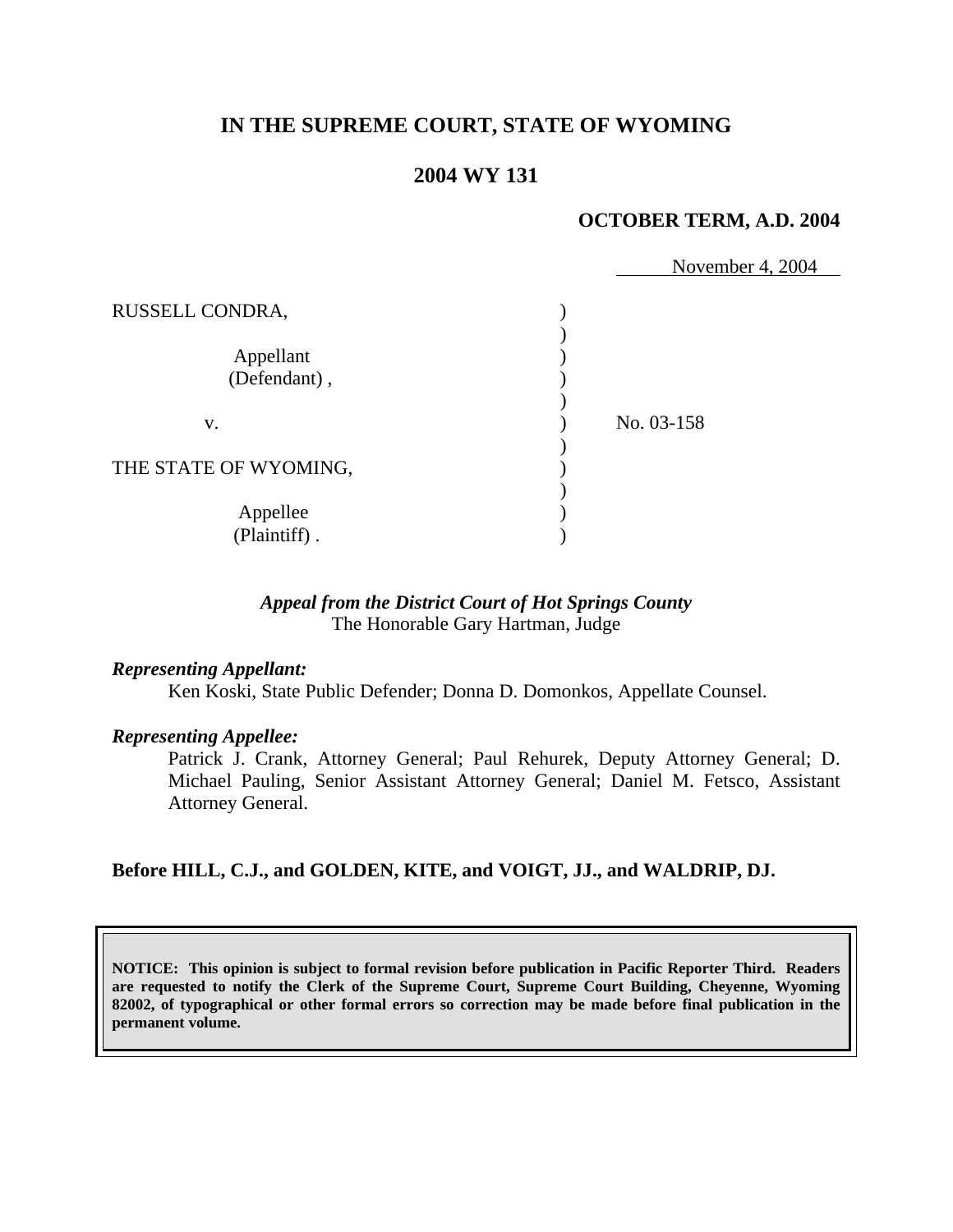# IN THE SUPREME COURT, STATE OF WYOMING

## 2004 WY 131

**OCTOBER TERM, A.D. 2004**

November 4, 2004

RUSSELL CONDRA,

Appellant (Defendant),

v.

THE STATE OF WYOMING,

Appellee (Plaintiff).

No. 03-158

*Appeal from the District Court of Hot Springs County*
The Honorable Gary Hartman, Judge

***Representing Appellant:***

Ken Koski, State Public Defender; Donna D. Domonkos, Appellate Counsel.

***Representing Appellee:***

Patrick J. Crank, Attorney General; Paul Rehurek, Deputy Attorney General; D. Michael Pauling, Senior Assistant Attorney General; Daniel M. Fetsco, Assistant Attorney General.

**Before HILL, C.J., and GOLDEN, KITE, and VOIGT, JJ., and WALDRIP, DJ.**

**NOTICE: This opinion is subject to formal revision before publication in Pacific Reporter Third. Readers are requested to notify the Clerk of the Supreme Court, Supreme Court Building, Cheyenne, Wyoming 82002, of typographical or other formal errors so correction may be made before final publication in the permanent volume.**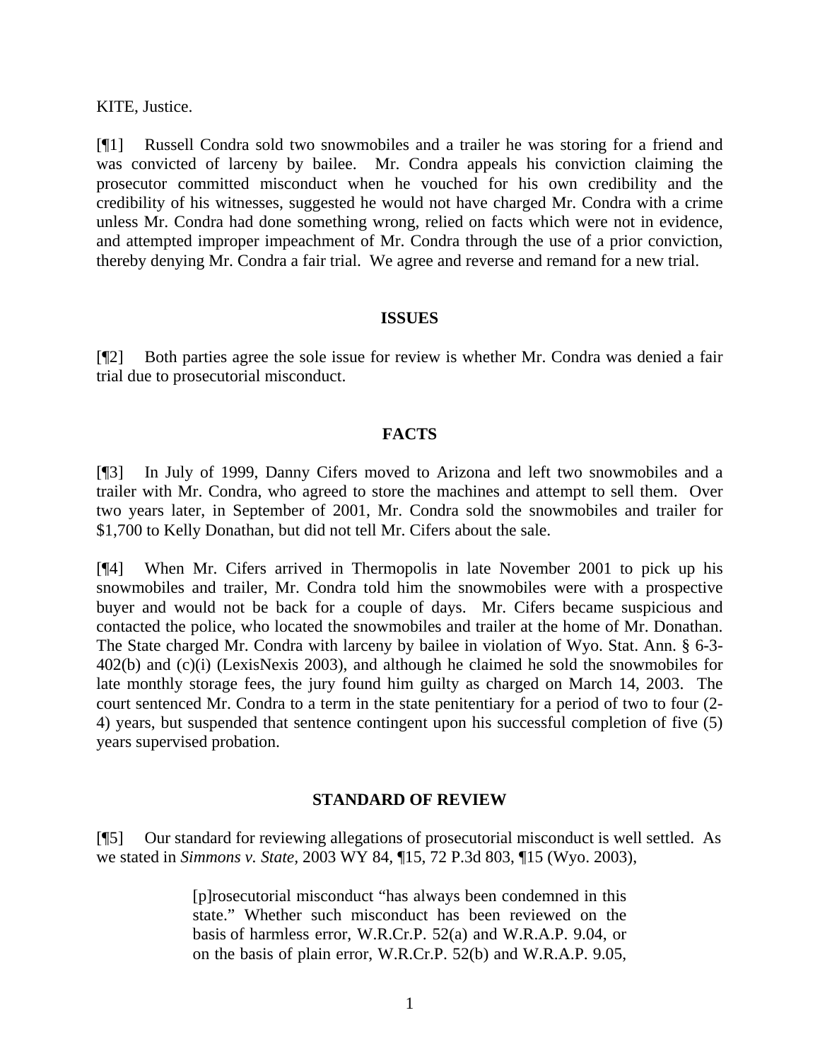KITE, Justice.

[¶1] Russell Condra sold two snowmobiles and a trailer he was storing for a friend and was convicted of larceny by bailee. Mr. Condra appeals his conviction claiming the prosecutor committed misconduct when he vouched for his own credibility and the credibility of his witnesses, suggested he would not have charged Mr. Condra with a crime unless Mr. Condra had done something wrong, relied on facts which were not in evidence, and attempted improper impeachment of Mr. Condra through the use of a prior conviction, thereby denying Mr. Condra a fair trial. We agree and reverse and remand for a new trial.

## ISSUES

[¶2] Both parties agree the sole issue for review is whether Mr. Condra was denied a fair trial due to prosecutorial misconduct.

## FACTS

[¶3] In July of 1999, Danny Cifers moved to Arizona and left two snowmobiles and a trailer with Mr. Condra, who agreed to store the machines and attempt to sell them. Over two years later, in September of 2001, Mr. Condra sold the snowmobiles and trailer for $1,700 to Kelly Donathan, but did not tell Mr. Cifers about the sale.

[¶4] When Mr. Cifers arrived in Thermopolis in late November 2001 to pick up his snowmobiles and trailer, Mr. Condra told him the snowmobiles were with a prospective buyer and would not be back for a couple of days. Mr. Cifers became suspicious and contacted the police, who located the snowmobiles and trailer at the home of Mr. Donathan. The State charged Mr. Condra with larceny by bailee in violation of Wyo. Stat. Ann. § 6-3-402(b) and (c)(i) (LexisNexis 2003), and although he claimed he sold the snowmobiles for late monthly storage fees, the jury found him guilty as charged on March 14, 2003. The court sentenced Mr. Condra to a term in the state penitentiary for a period of two to four (2-4) years, but suspended that sentence contingent upon his successful completion of five (5) years supervised probation.

## STANDARD OF REVIEW

[¶5] Our standard for reviewing allegations of prosecutorial misconduct is well settled. As we stated in *Simmons v. State*, 2003 WY 84, ¶15, 72 P.3d 803, ¶15 (Wyo. 2003),

> [p]rosecutorial misconduct "has always been condemned in this state." Whether such misconduct has been reviewed on the basis of harmless error, W.R.Cr.P. 52(a) and W.R.A.P. 9.04, or on the basis of plain error, W.R.Cr.P. 52(b) and W.R.A.P. 9.05,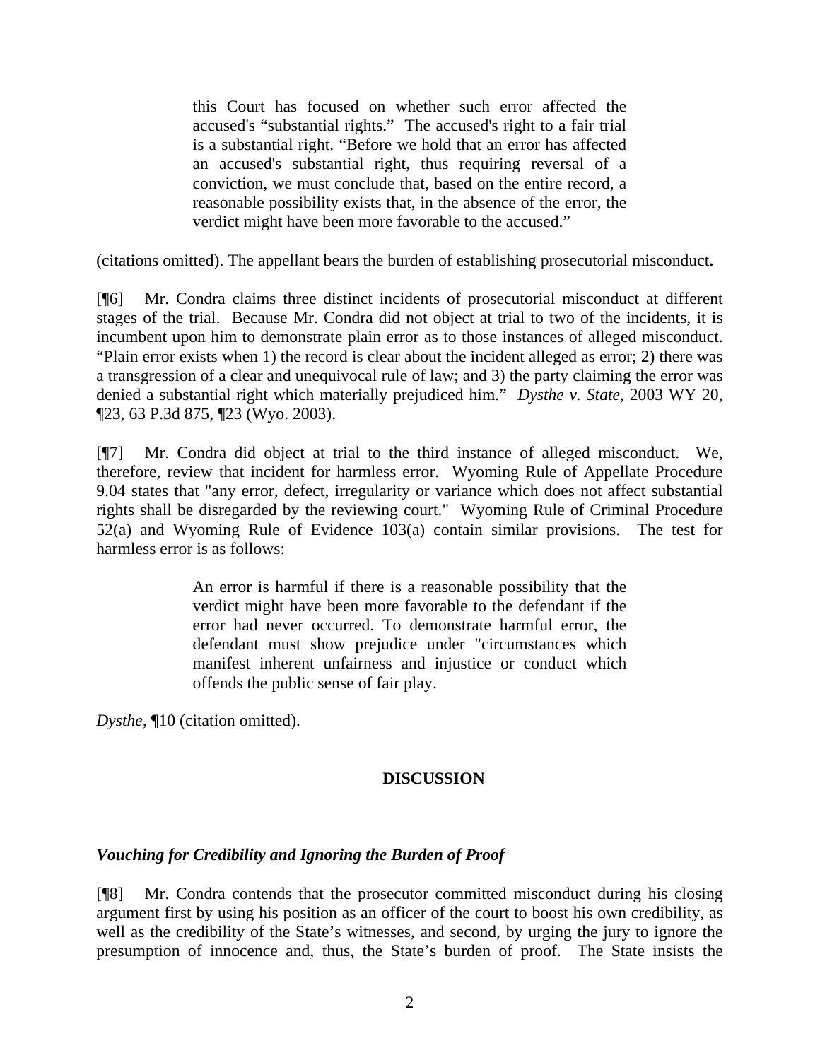> this Court has focused on whether such error affected the accused's "substantial rights." The accused's right to a fair trial is a substantial right. "Before we hold that an error has affected an accused's substantial right, thus requiring reversal of a conviction, we must conclude that, based on the entire record, a reasonable possibility exists that, in the absence of the error, the verdict might have been more favorable to the accused."

(citations omitted). The appellant bears the burden of establishing prosecutorial misconduct**.**

[¶6] Mr. Condra claims three distinct incidents of prosecutorial misconduct at different stages of the trial. Because Mr. Condra did not object at trial to two of the incidents, it is incumbent upon him to demonstrate plain error as to those instances of alleged misconduct. "Plain error exists when 1) the record is clear about the incident alleged as error; 2) there was a transgression of a clear and unequivocal rule of law; and 3) the party claiming the error was denied a substantial right which materially prejudiced him." *Dysthe v. State*, 2003 WY 20, ¶23, 63 P.3d 875, ¶23 (Wyo. 2003).

[¶7] Mr. Condra did object at trial to the third instance of alleged misconduct. We, therefore, review that incident for harmless error. Wyoming Rule of Appellate Procedure 9.04 states that "any error, defect, irregularity or variance which does not affect substantial rights shall be disregarded by the reviewing court." Wyoming Rule of Criminal Procedure 52(a) and Wyoming Rule of Evidence 103(a) contain similar provisions. The test for harmless error is as follows:

> An error is harmful if there is a reasonable possibility that the verdict might have been more favorable to the defendant if the error had never occurred. To demonstrate harmful error, the defendant must show prejudice under "circumstances which manifest inherent unfairness and injustice or conduct which offends the public sense of fair play.

*Dysthe*, ¶10 (citation omitted).

## DISCUSSION

### *Vouching for Credibility and Ignoring the Burden of Proof*

[¶8] Mr. Condra contends that the prosecutor committed misconduct during his closing argument first by using his position as an officer of the court to boost his own credibility, as well as the credibility of the State's witnesses, and second, by urging the jury to ignore the presumption of innocence and, thus, the State's burden of proof. The State insists the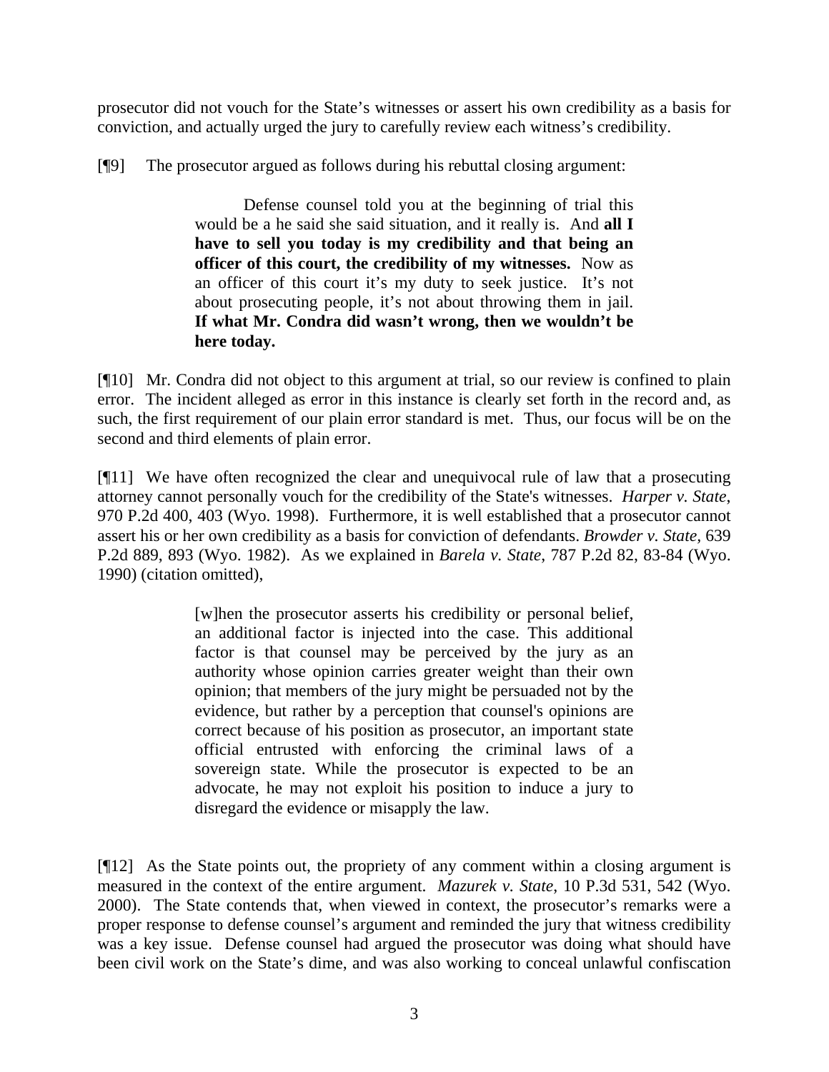prosecutor did not vouch for the State's witnesses or assert his own credibility as a basis for conviction, and actually urged the jury to carefully review each witness's credibility.

[¶9] The prosecutor argued as follows during his rebuttal closing argument:

> Defense counsel told you at the beginning of trial this would be a he said she said situation, and it really is. And **all I have to sell you today is my credibility and that being an officer of this court, the credibility of my witnesses.** Now as an officer of this court it's my duty to seek justice. It's not about prosecuting people, it's not about throwing them in jail. **If what Mr. Condra did wasn't wrong, then we wouldn't be here today.**

[¶10] Mr. Condra did not object to this argument at trial, so our review is confined to plain error. The incident alleged as error in this instance is clearly set forth in the record and, as such, the first requirement of our plain error standard is met. Thus, our focus will be on the second and third elements of plain error.

[¶11] We have often recognized the clear and unequivocal rule of law that a prosecuting attorney cannot personally vouch for the credibility of the State's witnesses. *Harper v. State*, 970 P.2d 400, 403 (Wyo. 1998). Furthermore, it is well established that a prosecutor cannot assert his or her own credibility as a basis for conviction of defendants. *Browder v. State*, 639 P.2d 889, 893 (Wyo. 1982). As we explained in *Barela v. State*, 787 P.2d 82, 83-84 (Wyo. 1990) (citation omitted),

> [w]hen the prosecutor asserts his credibility or personal belief, an additional factor is injected into the case. This additional factor is that counsel may be perceived by the jury as an authority whose opinion carries greater weight than their own opinion; that members of the jury might be persuaded not by the evidence, but rather by a perception that counsel's opinions are correct because of his position as prosecutor, an important state official entrusted with enforcing the criminal laws of a sovereign state. While the prosecutor is expected to be an advocate, he may not exploit his position to induce a jury to disregard the evidence or misapply the law.

[¶12] As the State points out, the propriety of any comment within a closing argument is measured in the context of the entire argument. *Mazurek v. State*, 10 P.3d 531, 542 (Wyo. 2000). The State contends that, when viewed in context, the prosecutor's remarks were a proper response to defense counsel's argument and reminded the jury that witness credibility was a key issue. Defense counsel had argued the prosecutor was doing what should have been civil work on the State's dime, and was also working to conceal unlawful confiscation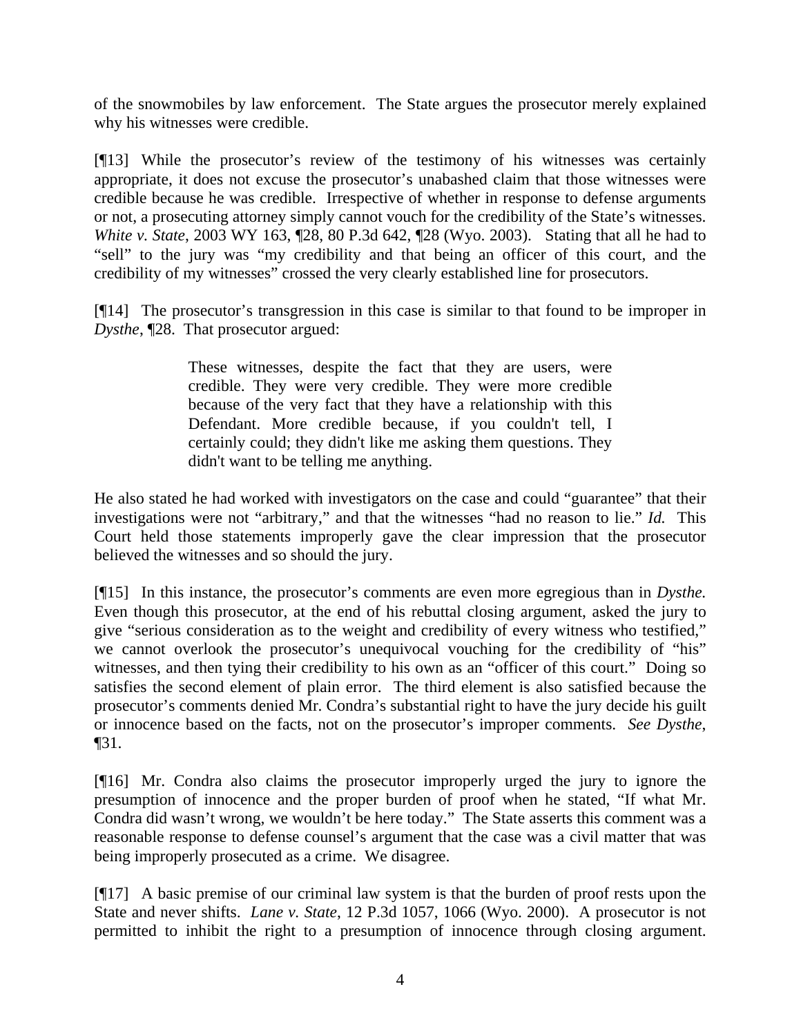of the snowmobiles by law enforcement. The State argues the prosecutor merely explained why his witnesses were credible.

[¶13] While the prosecutor's review of the testimony of his witnesses was certainly appropriate, it does not excuse the prosecutor's unabashed claim that those witnesses were credible because he was credible. Irrespective of whether in response to defense arguments or not, a prosecuting attorney simply cannot vouch for the credibility of the State's witnesses. *White v. State*, 2003 WY 163, ¶28, 80 P.3d 642, ¶28 (Wyo. 2003). Stating that all he had to "sell" to the jury was "my credibility and that being an officer of this court, and the credibility of my witnesses" crossed the very clearly established line for prosecutors.

[¶14] The prosecutor's transgression in this case is similar to that found to be improper in *Dysthe*, ¶28. That prosecutor argued:

> These witnesses, despite the fact that they are users, were credible. They were very credible. They were more credible because of the very fact that they have a relationship with this Defendant. More credible because, if you couldn't tell, I certainly could; they didn't like me asking them questions. They didn't want to be telling me anything.

He also stated he had worked with investigators on the case and could "guarantee" that their investigations were not "arbitrary," and that the witnesses "had no reason to lie." *Id.* This Court held those statements improperly gave the clear impression that the prosecutor believed the witnesses and so should the jury.

[¶15] In this instance, the prosecutor's comments are even more egregious than in *Dysthe.* Even though this prosecutor, at the end of his rebuttal closing argument, asked the jury to give "serious consideration as to the weight and credibility of every witness who testified," we cannot overlook the prosecutor's unequivocal vouching for the credibility of "his" witnesses, and then tying their credibility to his own as an "officer of this court." Doing so satisfies the second element of plain error. The third element is also satisfied because the prosecutor's comments denied Mr. Condra's substantial right to have the jury decide his guilt or innocence based on the facts, not on the prosecutor's improper comments. *See Dysthe*, ¶31.

[¶16] Mr. Condra also claims the prosecutor improperly urged the jury to ignore the presumption of innocence and the proper burden of proof when he stated, "If what Mr. Condra did wasn't wrong, we wouldn't be here today." The State asserts this comment was a reasonable response to defense counsel's argument that the case was a civil matter that was being improperly prosecuted as a crime. We disagree.

[¶17] A basic premise of our criminal law system is that the burden of proof rests upon the State and never shifts. *Lane v. State*, 12 P.3d 1057, 1066 (Wyo. 2000). A prosecutor is not permitted to inhibit the right to a presumption of innocence through closing argument.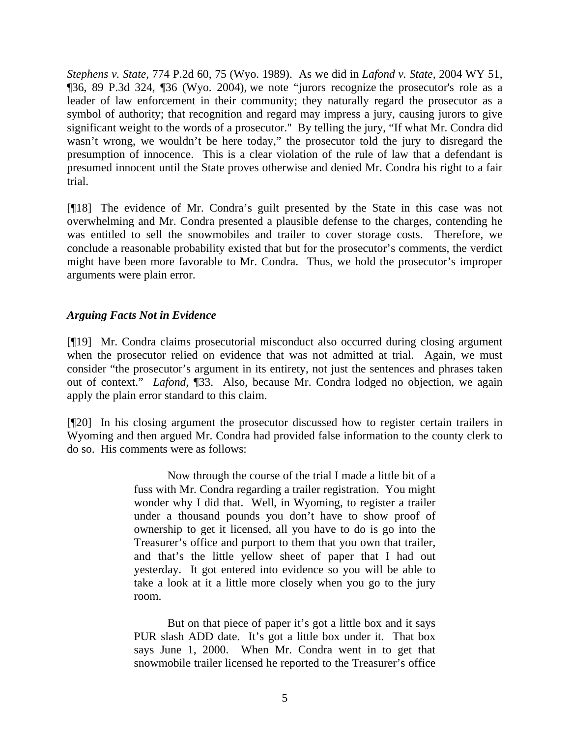*Stephens v. State*, 774 P.2d 60, 75 (Wyo. 1989). As we did in *Lafond v. State,* 2004 WY 51, ¶36, 89 P.3d 324, ¶36 (Wyo. 2004), we note "jurors recognize the prosecutor's role as a leader of law enforcement in their community; they naturally regard the prosecutor as a symbol of authority; that recognition and regard may impress a jury, causing jurors to give significant weight to the words of a prosecutor." By telling the jury, "If what Mr. Condra did wasn't wrong, we wouldn't be here today," the prosecutor told the jury to disregard the presumption of innocence. This is a clear violation of the rule of law that a defendant is presumed innocent until the State proves otherwise and denied Mr. Condra his right to a fair trial.

[¶18] The evidence of Mr. Condra's guilt presented by the State in this case was not overwhelming and Mr. Condra presented a plausible defense to the charges, contending he was entitled to sell the snowmobiles and trailer to cover storage costs. Therefore, we conclude a reasonable probability existed that but for the prosecutor's comments, the verdict might have been more favorable to Mr. Condra. Thus, we hold the prosecutor's improper arguments were plain error.

***Arguing Facts Not in Evidence***

[¶19] Mr. Condra claims prosecutorial misconduct also occurred during closing argument when the prosecutor relied on evidence that was not admitted at trial. Again, we must consider "the prosecutor's argument in its entirety, not just the sentences and phrases taken out of context." *Lafond*, ¶33. Also, because Mr. Condra lodged no objection, we again apply the plain error standard to this claim.

[¶20] In his closing argument the prosecutor discussed how to register certain trailers in Wyoming and then argued Mr. Condra had provided false information to the county clerk to do so. His comments were as follows:

> Now through the course of the trial I made a little bit of a fuss with Mr. Condra regarding a trailer registration. You might wonder why I did that. Well, in Wyoming, to register a trailer under a thousand pounds you don't have to show proof of ownership to get it licensed, all you have to do is go into the Treasurer's office and purport to them that you own that trailer, and that's the little yellow sheet of paper that I had out yesterday. It got entered into evidence so you will be able to take a look at it a little more closely when you go to the jury room.
>
> But on that piece of paper it's got a little box and it says PUR slash ADD date. It's got a little box under it. That box says June 1, 2000. When Mr. Condra went in to get that snowmobile trailer licensed he reported to the Treasurer's office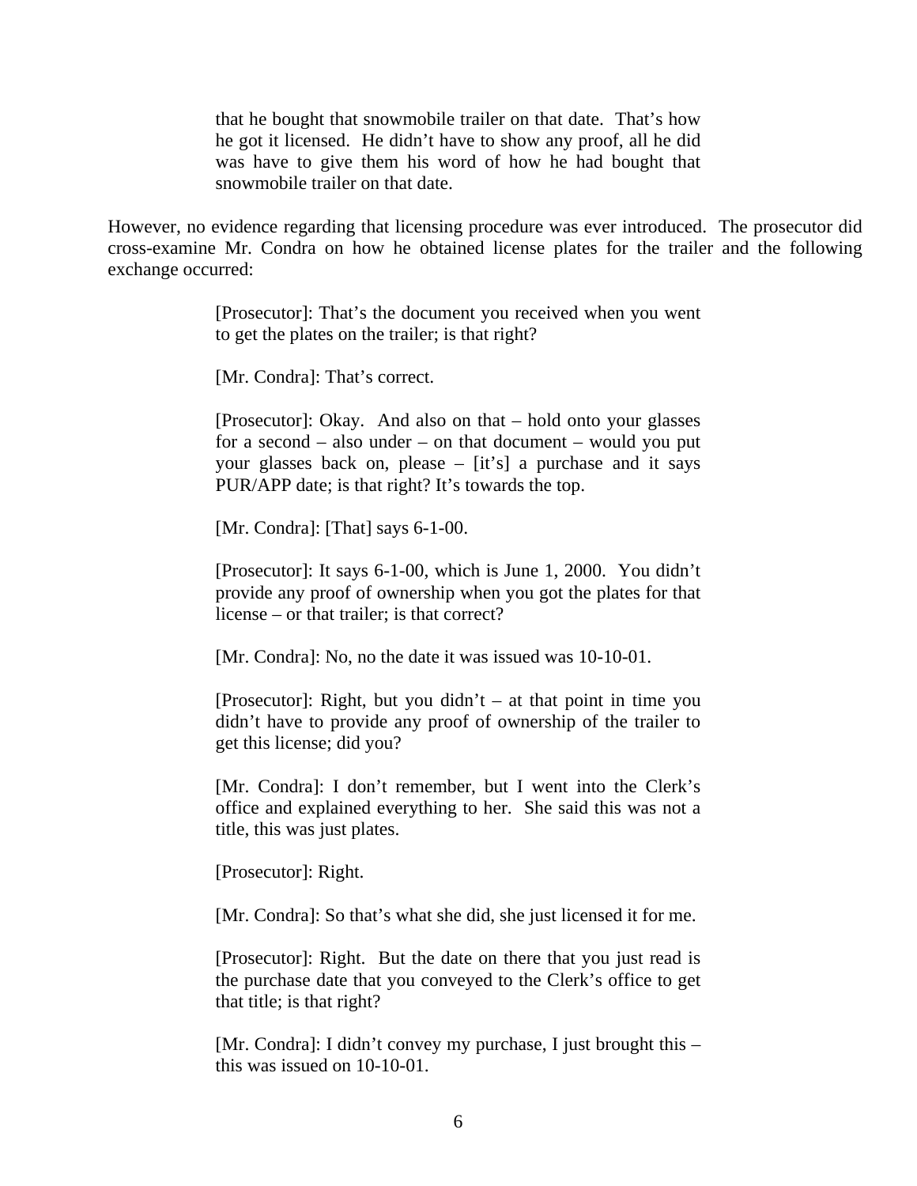> that he bought that snowmobile trailer on that date. That's how he got it licensed. He didn't have to show any proof, all he did was have to give them his word of how he had bought that snowmobile trailer on that date.

However, no evidence regarding that licensing procedure was ever introduced. The prosecutor did cross-examine Mr. Condra on how he obtained license plates for the trailer and the following exchange occurred:

> [Prosecutor]: That's the document you received when you went to get the plates on the trailer; is that right?
>
> [Mr. Condra]: That's correct.
>
> [Prosecutor]: Okay. And also on that – hold onto your glasses for a second – also under – on that document – would you put your glasses back on, please – [it's] a purchase and it says PUR/APP date; is that right? It's towards the top.
>
> [Mr. Condra]: [That] says 6-1-00.
>
> [Prosecutor]: It says 6-1-00, which is June 1, 2000. You didn't provide any proof of ownership when you got the plates for that license – or that trailer; is that correct?
>
> [Mr. Condra]: No, no the date it was issued was 10-10-01.
>
> [Prosecutor]: Right, but you didn't – at that point in time you didn't have to provide any proof of ownership of the trailer to get this license; did you?
>
> [Mr. Condra]: I don't remember, but I went into the Clerk's office and explained everything to her. She said this was not a title, this was just plates.
>
> [Prosecutor]: Right.
>
> [Mr. Condra]: So that's what she did, she just licensed it for me.
>
> [Prosecutor]: Right. But the date on there that you just read is the purchase date that you conveyed to the Clerk's office to get that title; is that right?
>
> [Mr. Condra]: I didn't convey my purchase, I just brought this – this was issued on 10-10-01.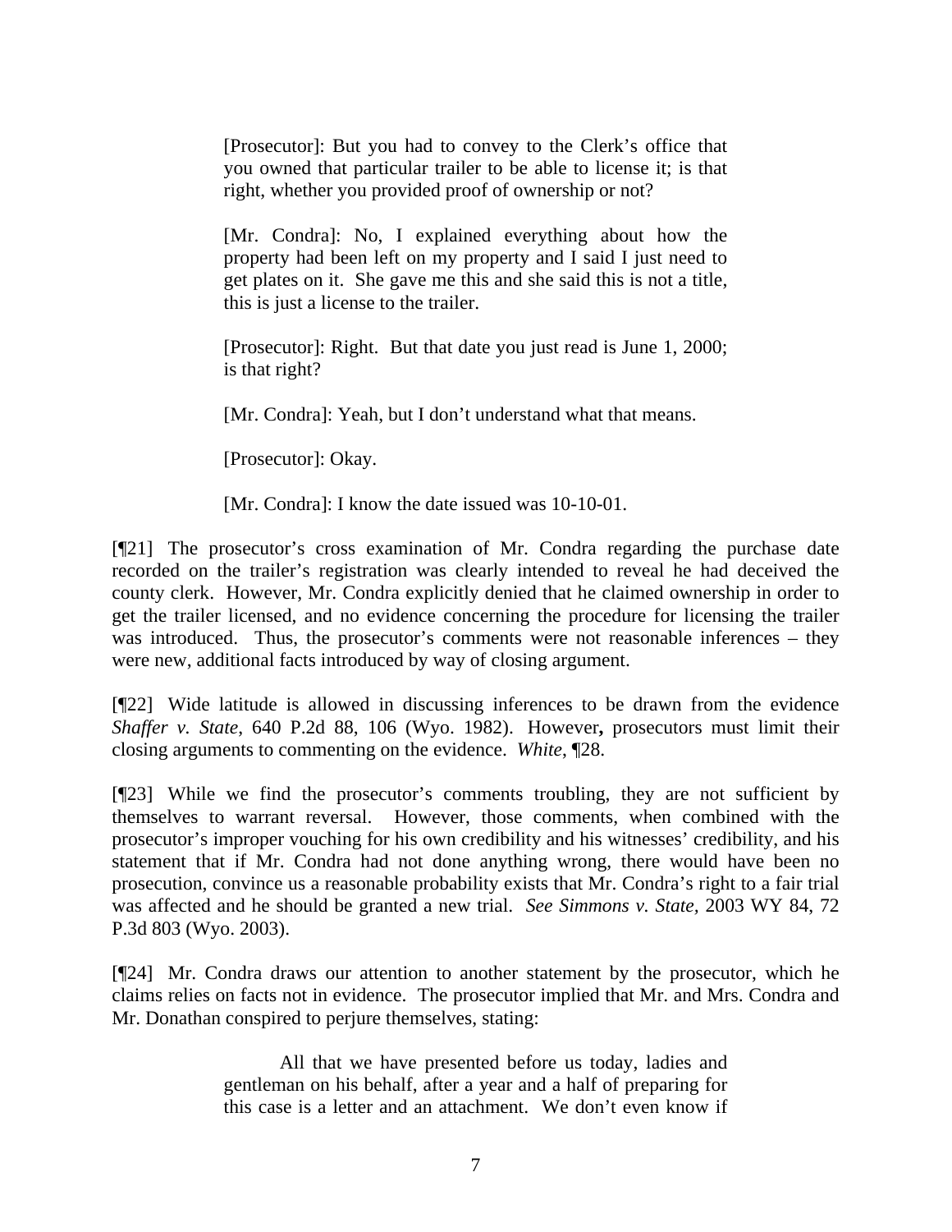> [Prosecutor]: But you had to convey to the Clerk's office that you owned that particular trailer to be able to license it; is that right, whether you provided proof of ownership or not?
>
> [Mr. Condra]: No, I explained everything about how the property had been left on my property and I said I just need to get plates on it. She gave me this and she said this is not a title, this is just a license to the trailer.
>
> [Prosecutor]: Right. But that date you just read is June 1, 2000; is that right?
>
> [Mr. Condra]: Yeah, but I don't understand what that means.
>
> [Prosecutor]: Okay.
>
> [Mr. Condra]: I know the date issued was 10-10-01.

[¶21] The prosecutor's cross examination of Mr. Condra regarding the purchase date recorded on the trailer's registration was clearly intended to reveal he had deceived the county clerk. However, Mr. Condra explicitly denied that he claimed ownership in order to get the trailer licensed, and no evidence concerning the procedure for licensing the trailer was introduced. Thus, the prosecutor's comments were not reasonable inferences – they were new, additional facts introduced by way of closing argument.

[¶22] Wide latitude is allowed in discussing inferences to be drawn from the evidence *Shaffer v. State*, 640 P.2d 88, 106 (Wyo. 1982). However**,** prosecutors must limit their closing arguments to commenting on the evidence. *White*, ¶28.

[¶23] While we find the prosecutor's comments troubling, they are not sufficient by themselves to warrant reversal. However, those comments, when combined with the prosecutor's improper vouching for his own credibility and his witnesses' credibility, and his statement that if Mr. Condra had not done anything wrong, there would have been no prosecution, convince us a reasonable probability exists that Mr. Condra's right to a fair trial was affected and he should be granted a new trial. *See Simmons v. State,* 2003 WY 84, 72 P.3d 803 (Wyo. 2003).

[¶24] Mr. Condra draws our attention to another statement by the prosecutor, which he claims relies on facts not in evidence. The prosecutor implied that Mr. and Mrs. Condra and Mr. Donathan conspired to perjure themselves, stating:

> All that we have presented before us today, ladies and gentleman on his behalf, after a year and a half of preparing for this case is a letter and an attachment. We don't even know if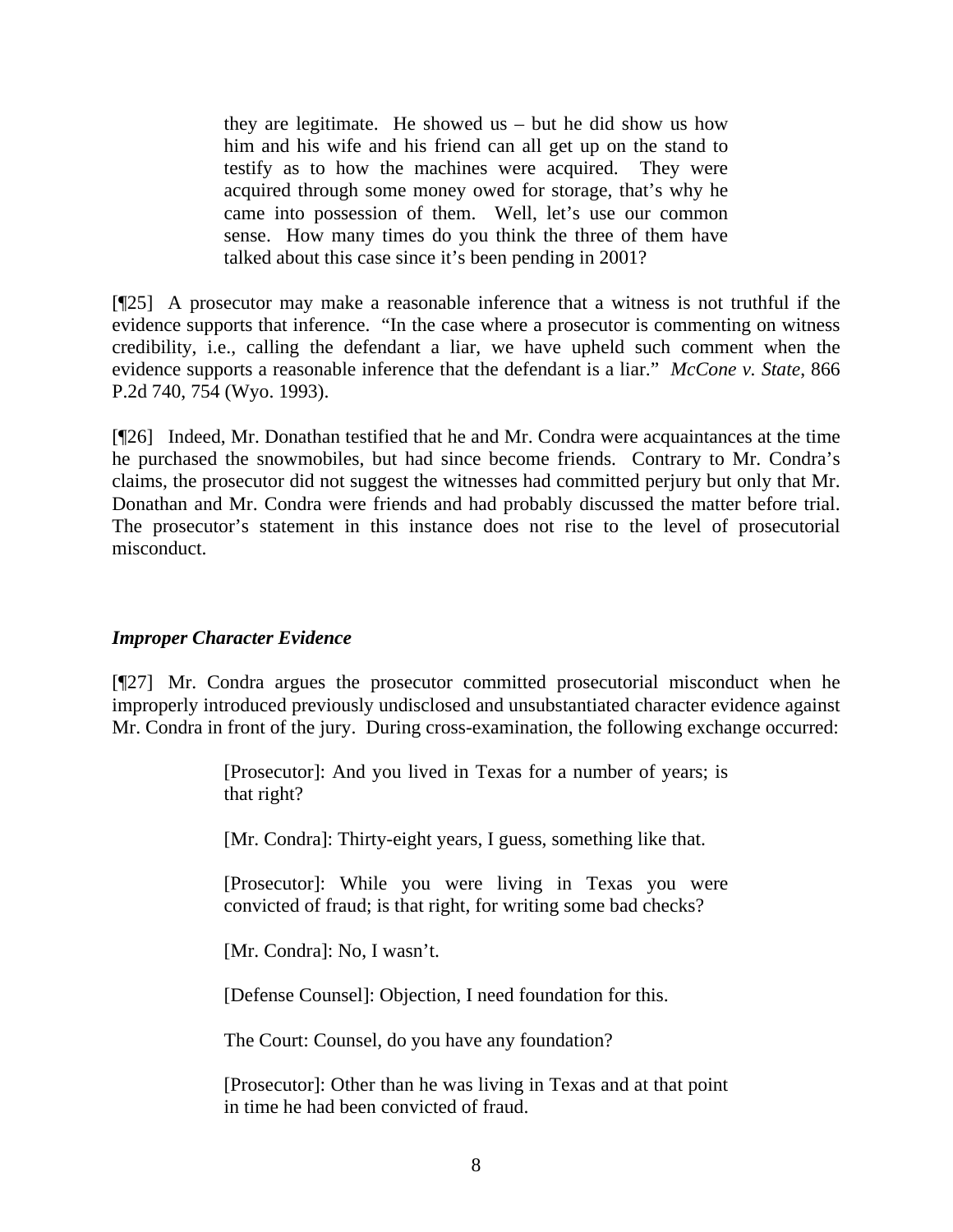> they are legitimate. He showed us – but he did show us how him and his wife and his friend can all get up on the stand to testify as to how the machines were acquired. They were acquired through some money owed for storage, that's why he came into possession of them. Well, let's use our common sense. How many times do you think the three of them have talked about this case since it's been pending in 2001?

[¶25] A prosecutor may make a reasonable inference that a witness is not truthful if the evidence supports that inference. "In the case where a prosecutor is commenting on witness credibility, i.e., calling the defendant a liar, we have upheld such comment when the evidence supports a reasonable inference that the defendant is a liar." *McCone v. State*, 866 P.2d 740, 754 (Wyo. 1993).

[¶26] Indeed, Mr. Donathan testified that he and Mr. Condra were acquaintances at the time he purchased the snowmobiles, but had since become friends. Contrary to Mr. Condra's claims, the prosecutor did not suggest the witnesses had committed perjury but only that Mr. Donathan and Mr. Condra were friends and had probably discussed the matter before trial. The prosecutor's statement in this instance does not rise to the level of prosecutorial misconduct.

***Improper Character Evidence***

[¶27] Mr. Condra argues the prosecutor committed prosecutorial misconduct when he improperly introduced previously undisclosed and unsubstantiated character evidence against Mr. Condra in front of the jury. During cross-examination, the following exchange occurred:

> [Prosecutor]: And you lived in Texas for a number of years; is that right?
>
> [Mr. Condra]: Thirty-eight years, I guess, something like that.
>
> [Prosecutor]: While you were living in Texas you were convicted of fraud; is that right, for writing some bad checks?
>
> [Mr. Condra]: No, I wasn't.
>
> [Defense Counsel]: Objection, I need foundation for this.
>
> The Court: Counsel, do you have any foundation?
>
> [Prosecutor]: Other than he was living in Texas and at that point in time he had been convicted of fraud.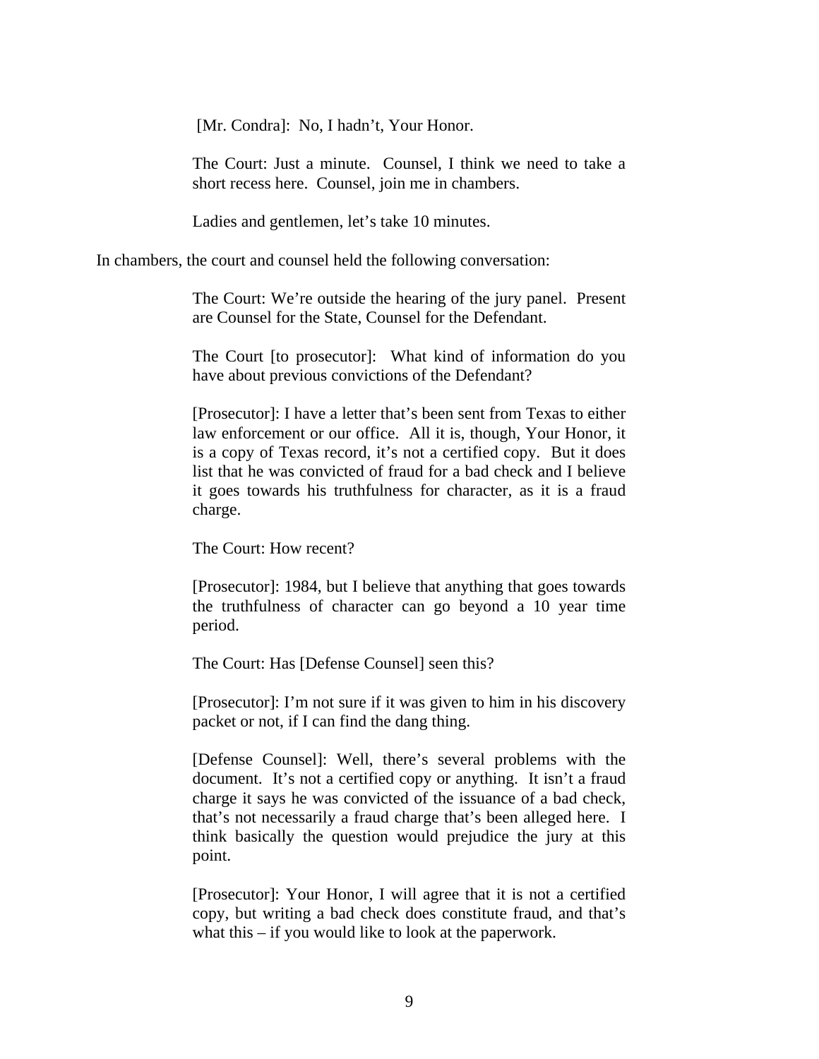> [Mr. Condra]: No, I hadn't, Your Honor.
>
> The Court: Just a minute. Counsel, I think we need to take a short recess here. Counsel, join me in chambers.
>
> Ladies and gentlemen, let's take 10 minutes.

In chambers, the court and counsel held the following conversation:

> The Court: We're outside the hearing of the jury panel. Present are Counsel for the State, Counsel for the Defendant.
>
> The Court [to prosecutor]: What kind of information do you have about previous convictions of the Defendant?
>
> [Prosecutor]: I have a letter that's been sent from Texas to either law enforcement or our office. All it is, though, Your Honor, it is a copy of Texas record, it's not a certified copy. But it does list that he was convicted of fraud for a bad check and I believe it goes towards his truthfulness for character, as it is a fraud charge.
>
> The Court: How recent?
>
> [Prosecutor]: 1984, but I believe that anything that goes towards the truthfulness of character can go beyond a 10 year time period.
>
> The Court: Has [Defense Counsel] seen this?
>
> [Prosecutor]: I'm not sure if it was given to him in his discovery packet or not, if I can find the dang thing.
>
> [Defense Counsel]: Well, there's several problems with the document. It's not a certified copy or anything. It isn't a fraud charge it says he was convicted of the issuance of a bad check, that's not necessarily a fraud charge that's been alleged here. I think basically the question would prejudice the jury at this point.
>
> [Prosecutor]: Your Honor, I will agree that it is not a certified copy, but writing a bad check does constitute fraud, and that's what this – if you would like to look at the paperwork.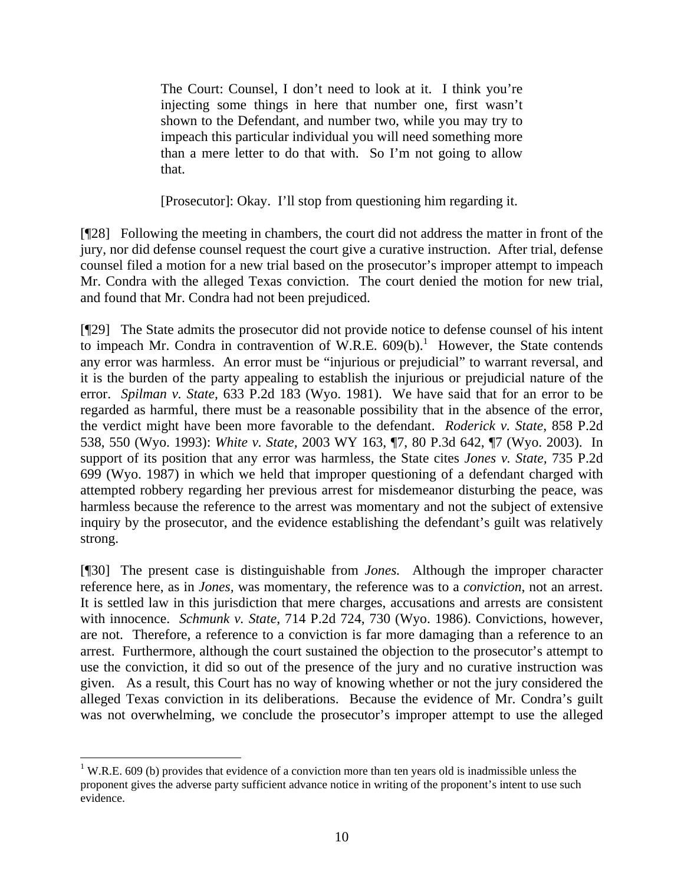> The Court: Counsel, I don't need to look at it. I think you're injecting some things in here that number one, first wasn't shown to the Defendant, and number two, while you may try to impeach this particular individual you will need something more than a mere letter to do that with. So I'm not going to allow that.
>
> [Prosecutor]: Okay. I'll stop from questioning him regarding it.

[¶28] Following the meeting in chambers, the court did not address the matter in front of the jury, nor did defense counsel request the court give a curative instruction. After trial, defense counsel filed a motion for a new trial based on the prosecutor's improper attempt to impeach Mr. Condra with the alleged Texas conviction. The court denied the motion for new trial, and found that Mr. Condra had not been prejudiced.

[¶29] The State admits the prosecutor did not provide notice to defense counsel of his intent to impeach Mr. Condra in contravention of W.R.E. 609(b).[1] However, the State contends any error was harmless. An error must be "injurious or prejudicial" to warrant reversal, and it is the burden of the party appealing to establish the injurious or prejudicial nature of the error. *Spilman v. State,* 633 P.2d 183 (Wyo. 1981). We have said that for an error to be regarded as harmful, there must be a reasonable possibility that in the absence of the error, the verdict might have been more favorable to the defendant. *Roderick v. State*, 858 P.2d 538, 550 (Wyo. 1993): *White v. State*, 2003 WY 163, ¶7, 80 P.3d 642, ¶7 (Wyo. 2003). In support of its position that any error was harmless, the State cites *Jones v. State,* 735 P.2d 699 (Wyo. 1987) in which we held that improper questioning of a defendant charged with attempted robbery regarding her previous arrest for misdemeanor disturbing the peace, was harmless because the reference to the arrest was momentary and not the subject of extensive inquiry by the prosecutor, and the evidence establishing the defendant's guilt was relatively strong.

[¶30] The present case is distinguishable from *Jones.* Although the improper character reference here, as in *Jones,* was momentary, the reference was to a *conviction*, not an arrest. It is settled law in this jurisdiction that mere charges, accusations and arrests are consistent with innocence. *Schmunk v. State*, 714 P.2d 724, 730 (Wyo. 1986). Convictions, however, are not. Therefore, a reference to a conviction is far more damaging than a reference to an arrest. Furthermore, although the court sustained the objection to the prosecutor's attempt to use the conviction, it did so out of the presence of the jury and no curative instruction was given. As a result, this Court has no way of knowing whether or not the jury considered the alleged Texas conviction in its deliberations. Because the evidence of Mr. Condra's guilt was not overwhelming, we conclude the prosecutor's improper attempt to use the alleged

---

[1] W.R.E. 609 (b) provides that evidence of a conviction more than ten years old is inadmissible unless the proponent gives the adverse party sufficient advance notice in writing of the proponent's intent to use such evidence.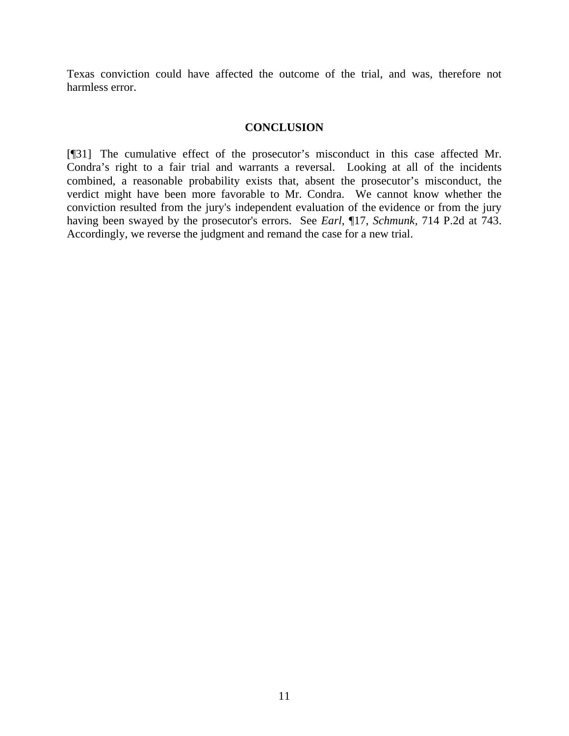Texas conviction could have affected the outcome of the trial, and was, therefore not harmless error.

## CONCLUSION

[¶31] The cumulative effect of the prosecutor's misconduct in this case affected Mr. Condra's right to a fair trial and warrants a reversal. Looking at all of the incidents combined, a reasonable probability exists that, absent the prosecutor's misconduct, the verdict might have been more favorable to Mr. Condra. We cannot know whether the conviction resulted from the jury's independent evaluation of the evidence or from the jury having been swayed by the prosecutor's errors. See *Earl*, ¶17, *Schmunk*, 714 P.2d at 743. Accordingly, we reverse the judgment and remand the case for a new trial.